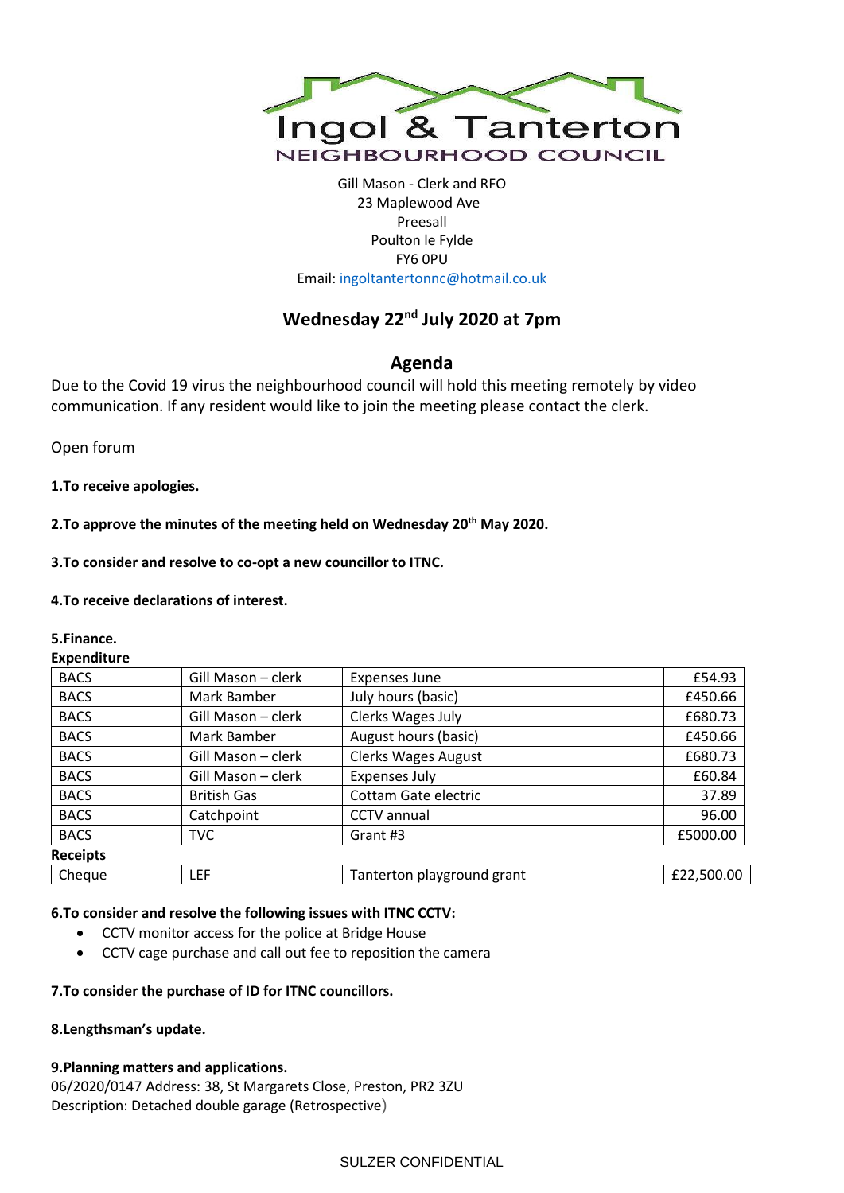Ingol & Tanterton
NEIGHBOURHOOD COUNCIL

Gill Mason - Clerk and RFO
23 Maplewood Ave
Preesall
Poulton le Fylde
FY6 0PU
Email: ingoltantertonnc@hotmail.co.uk

## Wednesday 22nd July 2020 at 7pm

## Agenda

Due to the Covid 19 virus the neighbourhood council will hold this meeting remotely by video communication. If any resident would like to join the meeting please contact the clerk.

Open forum

**1.To receive apologies.**

**2.To approve the minutes of the meeting held on Wednesday 20th May 2020.**

**3.To consider and resolve to co-opt a new councillor to ITNC.**

**4.To receive declarations of interest.**

**5.Finance.**

**Expenditure**

| | | | |
|---|---|---|---|
| BACS | Gill Mason – clerk | Expenses June | £54.93 |
| BACS | Mark Bamber | July hours (basic) | £450.66 |
| BACS | Gill Mason – clerk | Clerks Wages July | £680.73 |
| BACS | Mark Bamber | August hours (basic) | £450.66 |
| BACS | Gill Mason – clerk | Clerks Wages August | £680.73 |
| BACS | Gill Mason – clerk | Expenses July | £60.84 |
| BACS | British Gas | Cottam Gate electric | 37.89 |
| BACS | Catchpoint | CCTV annual | 96.00 |
| BACS | TVC | Grant #3 | £5000.00 |

**Receipts**

| | | | |
|---|---|---|---|
| Cheque | LEF | Tanterton playground grant | £22,500.00 |

**6.To consider and resolve the following issues with ITNC CCTV:**

- CCTV monitor access for the police at Bridge House
- CCTV cage purchase and call out fee to reposition the camera

**7.To consider the purchase of ID for ITNC councillors.**

**8.Lengthsman's update.**

**9.Planning matters and applications.**

06/2020/0147 Address: 38, St Margarets Close, Preston, PR2 3ZU
Description: Detached double garage (Retrospective)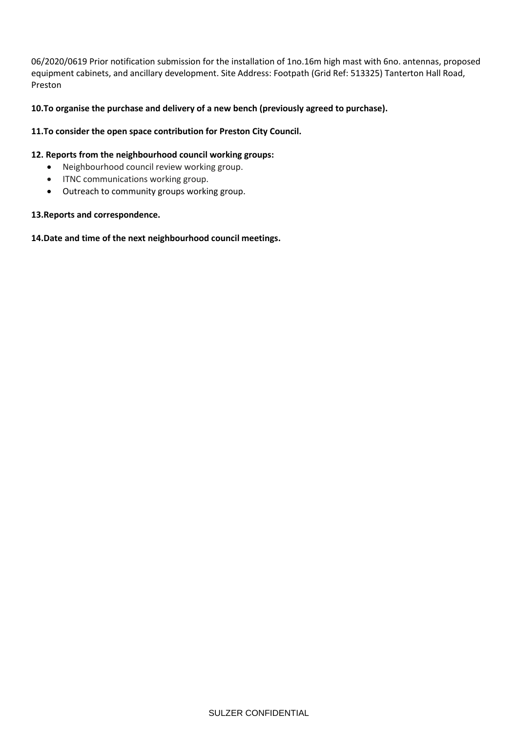06/2020/0619 Prior notification submission for the installation of 1no.16m high mast with 6no. antennas, proposed equipment cabinets, and ancillary development. Site Address: Footpath (Grid Ref: 513325) Tanterton Hall Road, Preston

**10.To organise the purchase and delivery of a new bench (previously agreed to purchase).**

**11.To consider the open space contribution for Preston City Council.**

**12. Reports from the neighbourhood council working groups:**

- Neighbourhood council review working group.
- ITNC communications working group.
- Outreach to community groups working group.

**13.Reports and correspondence.**

**14.Date and time of the next neighbourhood council meetings.**

SULZER CONFIDENTIAL